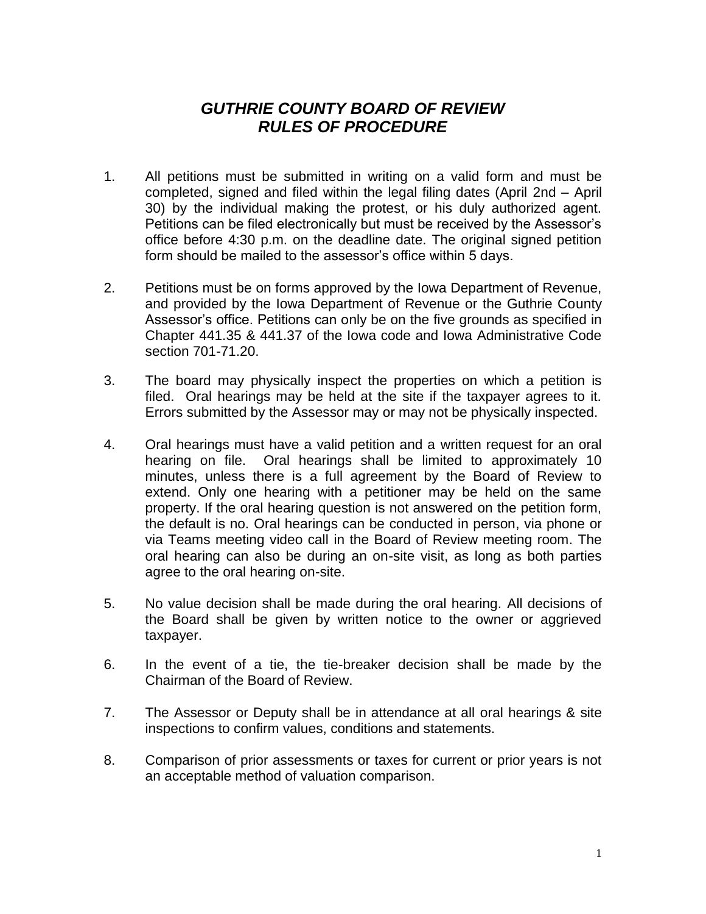# *GUTHRIE COUNTY BOARD OF REVIEW*
# *RULES OF PROCEDURE*

1. All petitions must be submitted in writing on a valid form and must be completed, signed and filed within the legal filing dates (April 2nd – April 30) by the individual making the protest, or his duly authorized agent. Petitions can be filed electronically but must be received by the Assessor's office before 4:30 p.m. on the deadline date. The original signed petition form should be mailed to the assessor's office within 5 days.

2. Petitions must be on forms approved by the Iowa Department of Revenue, and provided by the Iowa Department of Revenue or the Guthrie County Assessor's office. Petitions can only be on the five grounds as specified in Chapter 441.35 & 441.37 of the Iowa code and Iowa Administrative Code section 701-71.20.

3. The board may physically inspect the properties on which a petition is filed. Oral hearings may be held at the site if the taxpayer agrees to it. Errors submitted by the Assessor may or may not be physically inspected.

4. Oral hearings must have a valid petition and a written request for an oral hearing on file. Oral hearings shall be limited to approximately 10 minutes, unless there is a full agreement by the Board of Review to extend. Only one hearing with a petitioner may be held on the same property. If the oral hearing question is not answered on the petition form, the default is no. Oral hearings can be conducted in person, via phone or via Teams meeting video call in the Board of Review meeting room. The oral hearing can also be during an on-site visit, as long as both parties agree to the oral hearing on-site.

5. No value decision shall be made during the oral hearing. All decisions of the Board shall be given by written notice to the owner or aggrieved taxpayer.

6. In the event of a tie, the tie-breaker decision shall be made by the Chairman of the Board of Review.

7. The Assessor or Deputy shall be in attendance at all oral hearings & site inspections to confirm values, conditions and statements.

8. Comparison of prior assessments or taxes for current or prior years is not an acceptable method of valuation comparison.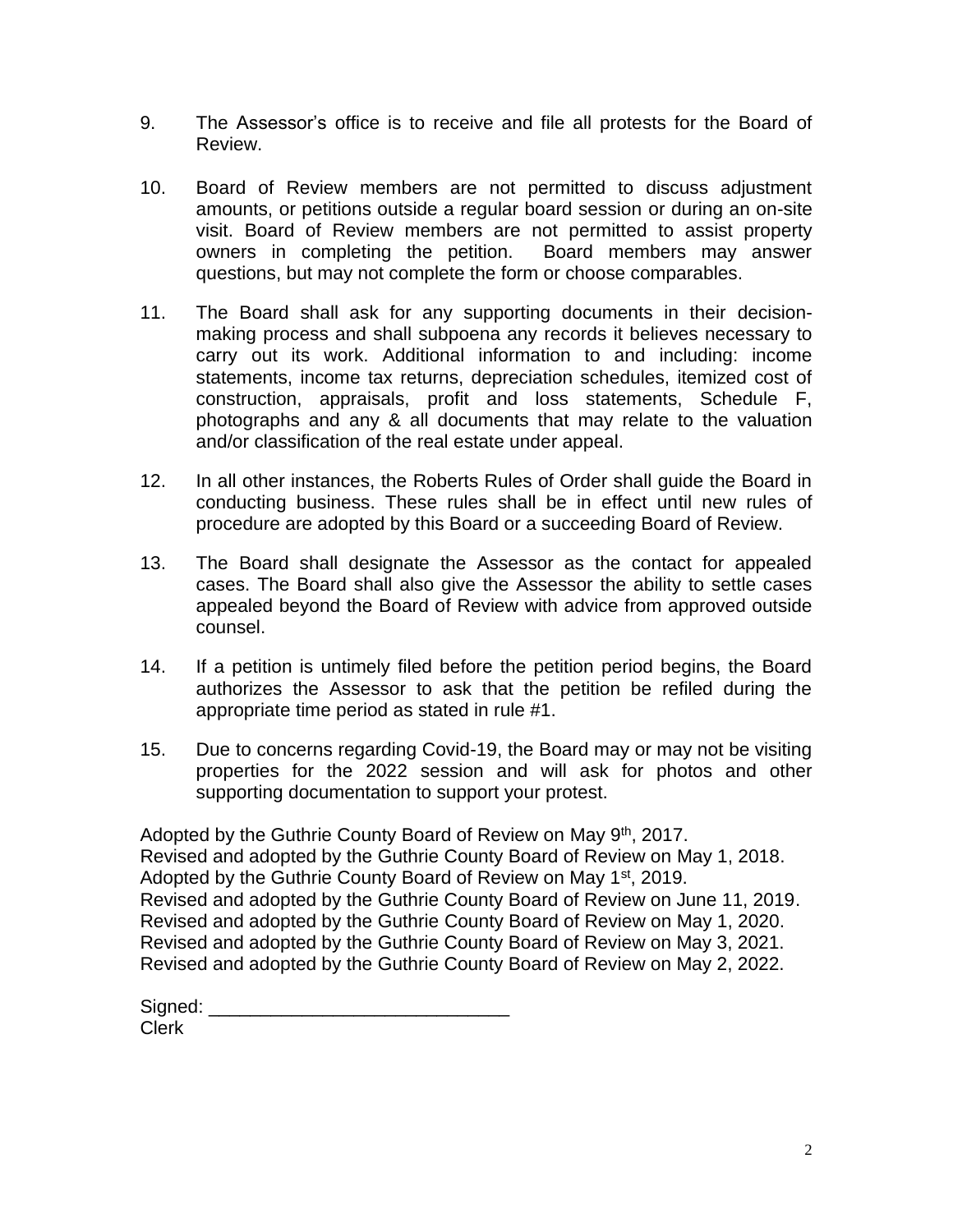9. The Assessor's office is to receive and file all protests for the Board of Review.

10. Board of Review members are not permitted to discuss adjustment amounts, or petitions outside a regular board session or during an on-site visit. Board of Review members are not permitted to assist property owners in completing the petition. Board members may answer questions, but may not complete the form or choose comparables.

11. The Board shall ask for any supporting documents in their decision-making process and shall subpoena any records it believes necessary to carry out its work. Additional information to and including: income statements, income tax returns, depreciation schedules, itemized cost of construction, appraisals, profit and loss statements, Schedule F, photographs and any & all documents that may relate to the valuation and/or classification of the real estate under appeal.

12. In all other instances, the Roberts Rules of Order shall guide the Board in conducting business. These rules shall be in effect until new rules of procedure are adopted by this Board or a succeeding Board of Review.

13. The Board shall designate the Assessor as the contact for appealed cases. The Board shall also give the Assessor the ability to settle cases appealed beyond the Board of Review with advice from approved outside counsel.

14. If a petition is untimely filed before the petition period begins, the Board authorizes the Assessor to ask that the petition be refiled during the appropriate time period as stated in rule #1.

15. Due to concerns regarding Covid-19, the Board may or may not be visiting properties for the 2022 session and will ask for photos and other supporting documentation to support your protest.

Adopted by the Guthrie County Board of Review on May 9th, 2017.
Revised and adopted by the Guthrie County Board of Review on May 1, 2018.
Adopted by the Guthrie County Board of Review on May 1st, 2019.
Revised and adopted by the Guthrie County Board of Review on June 11, 2019.
Revised and adopted by the Guthrie County Board of Review on May 1, 2020.
Revised and adopted by the Guthrie County Board of Review on May 3, 2021.
Revised and adopted by the Guthrie County Board of Review on May 2, 2022.

Signed: _____________________________
Clerk